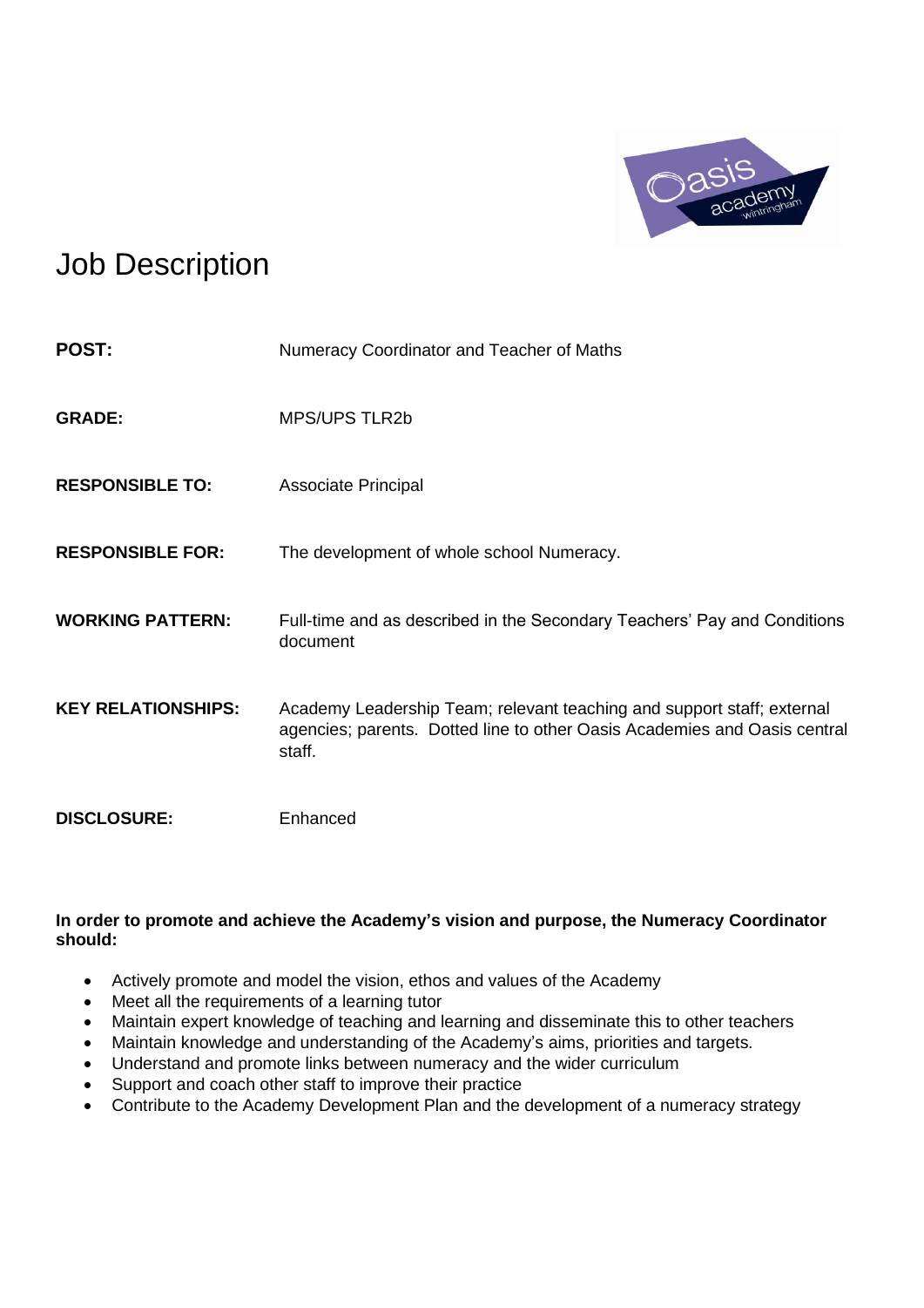# Job Description

**POST:** Numeracy Coordinator and Teacher of Maths

**GRADE:** MPS/UPS TLR2b

**RESPONSIBLE TO:** Associate Principal

**RESPONSIBLE FOR:** The development of whole school Numeracy.

**WORKING PATTERN:** Full-time and as described in the Secondary Teachers' Pay and Conditions document

**KEY RELATIONSHIPS:** Academy Leadership Team; relevant teaching and support staff; external agencies; parents. Dotted line to other Oasis Academies and Oasis central staff.

**DISCLOSURE:** Enhanced

**In order to promote and achieve the Academy's vision and purpose, the Numeracy Coordinator should:**

- Actively promote and model the vision, ethos and values of the Academy
- Meet all the requirements of a learning tutor
- Maintain expert knowledge of teaching and learning and disseminate this to other teachers
- Maintain knowledge and understanding of the Academy's aims, priorities and targets.
- Understand and promote links between numeracy and the wider curriculum
- Support and coach other staff to improve their practice
- Contribute to the Academy Development Plan and the development of a numeracy strategy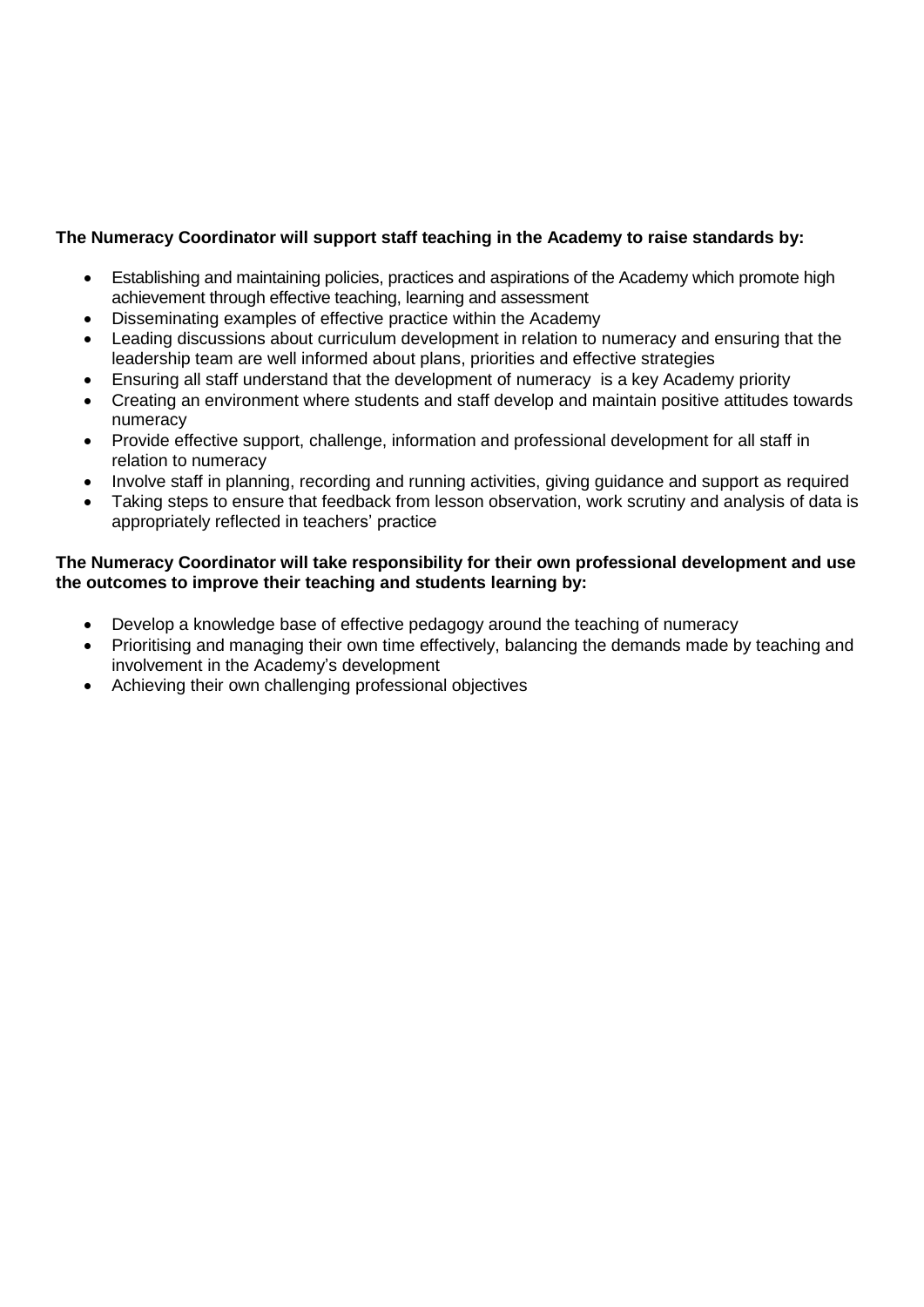**The Numeracy Coordinator will support staff teaching in the Academy to raise standards by:**

- Establishing and maintaining policies, practices and aspirations of the Academy which promote high achievement through effective teaching, learning and assessment
- Disseminating examples of effective practice within the Academy
- Leading discussions about curriculum development in relation to numeracy and ensuring that the leadership team are well informed about plans, priorities and effective strategies
- Ensuring all staff understand that the development of numeracy is a key Academy priority
- Creating an environment where students and staff develop and maintain positive attitudes towards numeracy
- Provide effective support, challenge, information and professional development for all staff in relation to numeracy
- Involve staff in planning, recording and running activities, giving guidance and support as required
- Taking steps to ensure that feedback from lesson observation, work scrutiny and analysis of data is appropriately reflected in teachers' practice

**The Numeracy Coordinator will take responsibility for their own professional development and use the outcomes to improve their teaching and students learning by:**

- Develop a knowledge base of effective pedagogy around the teaching of numeracy
- Prioritising and managing their own time effectively, balancing the demands made by teaching and involvement in the Academy's development
- Achieving their own challenging professional objectives